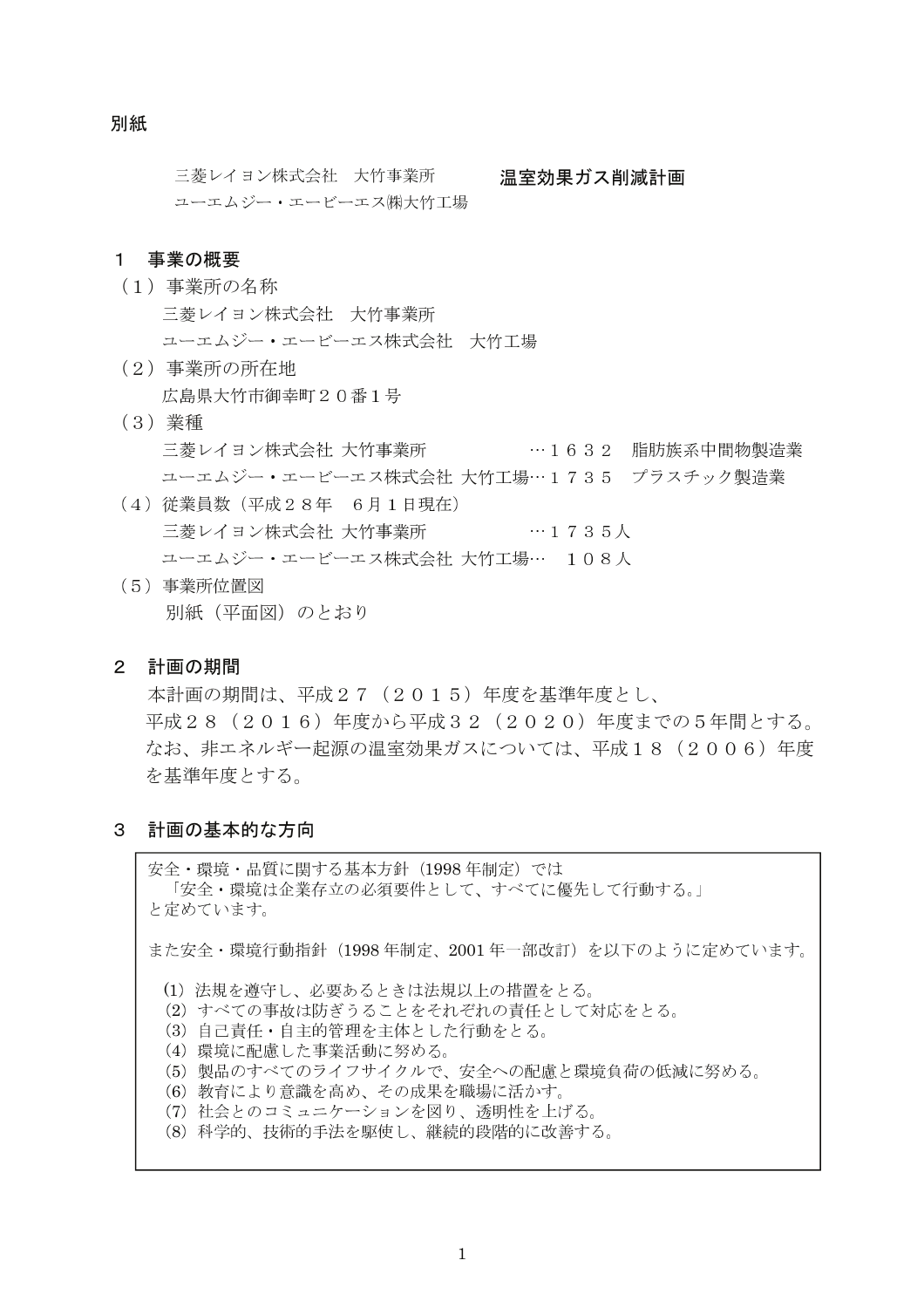別紙

三菱レイヨン株式会社　大竹事業所
ユーエムジー・エービーエス㈱大竹工場

# 温室効果ガス削減計画

## １　事業の概要

（１）事業所の名称

三菱レイヨン株式会社　大竹事業所
ユーエムジー・エービーエス株式会社　大竹工場

（２）事業所の所在地

広島県大竹市御幸町２０番１号

（３）業種

三菱レイヨン株式会社 大竹事業所　…１６３２　脂肪族系中間物製造業
ユーエムジー・エービーエス株式会社 大竹工場…１７３５　プラスチック製造業

（４）従業員数（平成２８年　６月１日現在）

三菱レイヨン株式会社 大竹事業所　…１７３５人
ユーエムジー・エービーエス株式会社 大竹工場…　１０８人

（５）事業所位置図

別紙（平面図）のとおり

## ２　計画の期間

本計画の期間は、平成２７（２０１５）年度を基準年度とし、
平成２８（２０１６）年度から平成３２（２０２０）年度までの５年間とする。
なお、非エネルギー起源の温室効果ガスについては、平成１８（２００６）年度を基準年度とする。

## ３　計画の基本的な方向

安全・環境・品質に関する基本方針（1998 年制定）では
「安全・環境は企業存立の必須要件として、すべてに優先して行動する。」
と定めています。

また安全・環境行動指針（1998 年制定、2001 年一部改訂）を以下のように定めています。

⑴ 法規を遵守し、必要あるときは法規以上の措置をとる。
⑵ すべての事故は防ぎうることをそれぞれの責任として対応をとる。
⑶ 自己責任・自主的管理を主体とした行動をとる。
⑷ 環境に配慮した事業活動に努める。
⑸ 製品のすべてのライフサイクルで、安全への配慮と環境負荷の低減に努める。
⑹ 教育により意識を高め、その成果を職場に活かす。
⑺ 社会とのコミュニケーションを図り、透明性を上げる。
⑻ 科学的、技術的手法を駆使し、継続的段階的に改善する。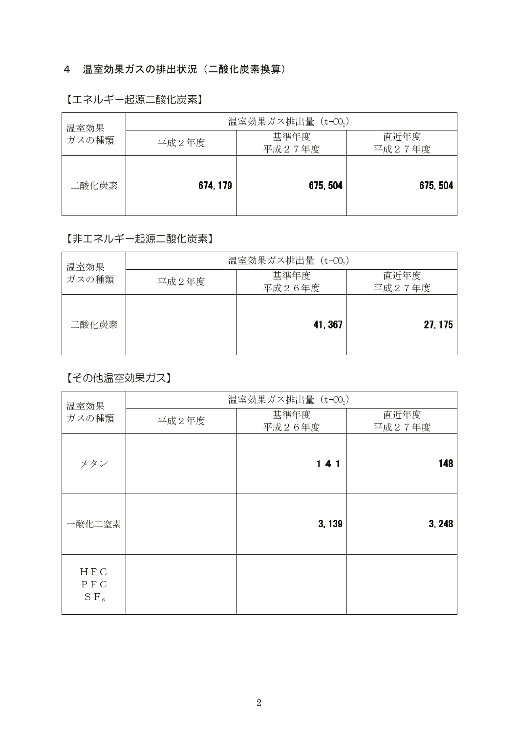## ４　温室効果ガスの排出状況（二酸化炭素換算）

【エネルギー起源二酸化炭素】

| 温室効果ガスの種類 | 温室効果ガス排出量（t-$CO_2$） | | |
|---|---|---|---|
| | 平成２年度 | 基準年度<br>平成２７年度 | 直近年度<br>平成２７年度 |
| 二酸化炭素 | **674, 179** | **675, 504** | **675, 504** |

【非エネルギー起源二酸化炭素】

| 温室効果ガスの種類 | 温室効果ガス排出量（t-$CO_2$） | | |
|---|---|---|---|
| | 平成２年度 | 基準年度<br>平成２６年度 | 直近年度<br>平成２７年度 |
| 二酸化炭素 | | **41, 367** | **27, 175** |

【その他温室効果ガス】

| 温室効果ガスの種類 | 温室効果ガス排出量（t-$CO_2$） | | |
|---|---|---|---|
| | 平成２年度 | 基準年度<br>平成２６年度 | 直近年度<br>平成２７年度 |
| メタン | | **１４１** | **148** |
| 一酸化二窒素 | | **3, 139** | **3, 248** |
| ＨＦＣ<br>ＰＦＣ<br>Ｓ$F_6$ | | | |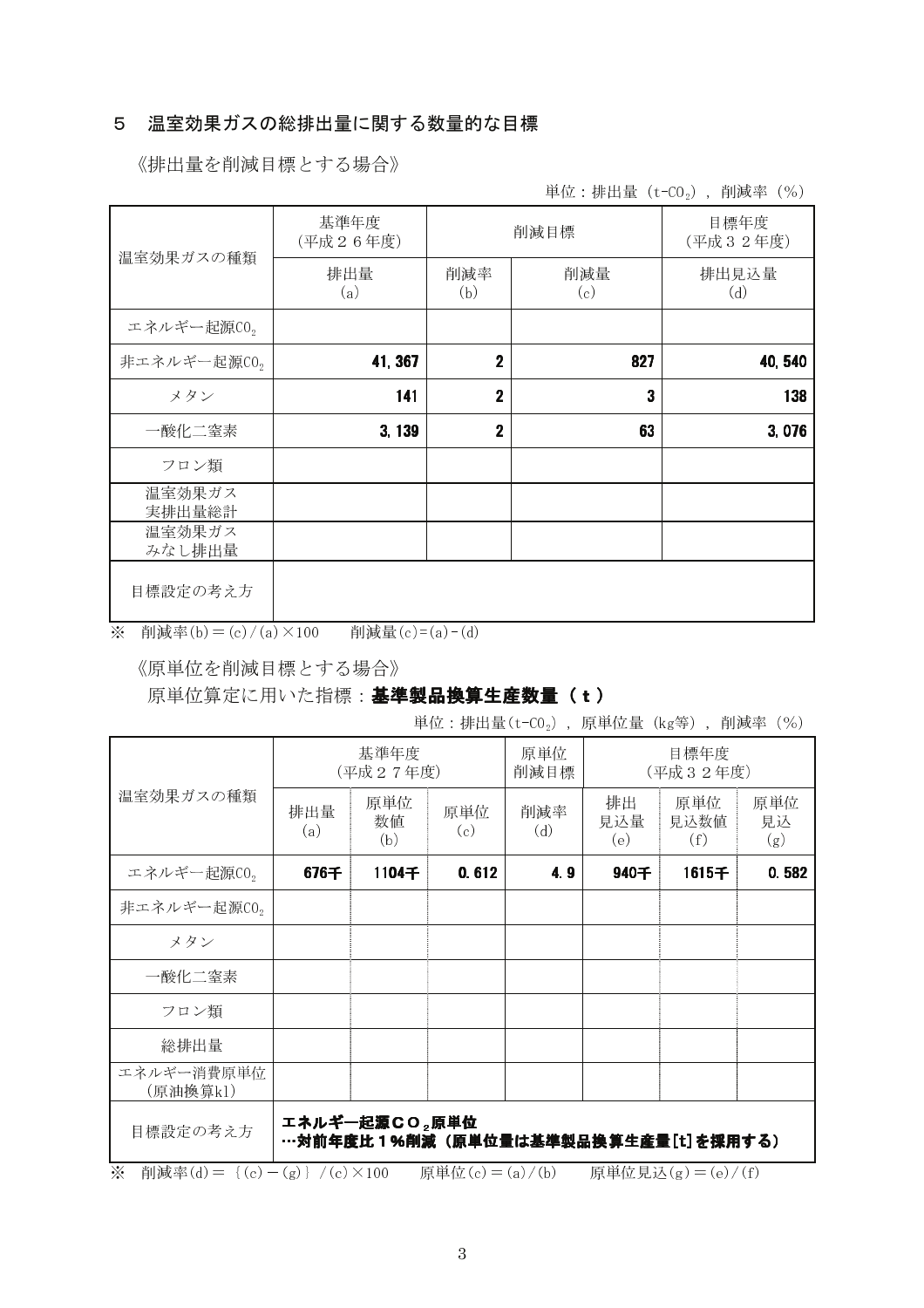## ５　温室効果ガスの総排出量に関する数量的な目標

《排出量を削減目標とする場合》

単位：排出量（t-$CO_2$），削減率（%）

| 温室効果ガスの種類 | 基準年度（平成２６年度） | 削減目標 | | 目標年度（平成３２年度） |
|---|---|---|---|---|
| | 排出量 (a) | 削減率 (b) | 削減量 (c) | 排出見込量 (d) |
| エネルギー起源$CO_2$ | | | | |
| 非エネルギー起源$CO_2$ | **41,367** | **2** | **827** | **40,540** |
| メタン | **141** | **2** | **3** | **138** |
| 一酸化二窒素 | **3,139** | **2** | **63** | **3,076** |
| フロン類 | | | | |
| 温室効果ガス実排出量総計 | | | | |
| 温室効果ガスみなし排出量 | | | | |
| 目標設定の考え方 | | | | |

※　削減率(b)＝(c)/(a)×100　　削減量(c)=(a)-(d)

《原単位を削減目標とする場合》

原単位算定に用いた指標：**基準製品換算生産数量（ｔ）**

単位：排出量(t-$CO_2$)，原単位量（kg等），削減率（%）

| 温室効果ガスの種類 | 基準年度（平成２７年度） | | | 原単位削減目標 | 目標年度（平成３２年度） | | |
|---|---|---|---|---|---|---|---|
| | 排出量 (a) | 原単位数値 (b) | 原単位 (c) | 削減率 (d) | 排出見込量 (e) | 原単位見込数値 (f) | 原単位見込 (g) |
| エネルギー起源$CO_2$ | **676千** | **1104千** | **0.612** | **4.9** | **940千** | **1615千** | **0.582** |
| 非エネルギー起源$CO_2$ | | | | | | | |
| メタン | | | | | | | |
| 一酸化二窒素 | | | | | | | |
| フロン類 | | | | | | | |
| 総排出量 | | | | | | | |
| エネルギー消費原単位（原油換算kl） | | | | | | | |
| 目標設定の考え方 | **エネルギー起源ＣＯ$_2$原単位 …対前年度比１%削減（原単位量は基準製品換算生産量[t]を採用する）** | | | | | | |

※　削減率(d)＝｛(c)－(g)｝/(c)×100　　原単位(c)＝(a)/(b)　　原単位見込(g)＝(e)/(f)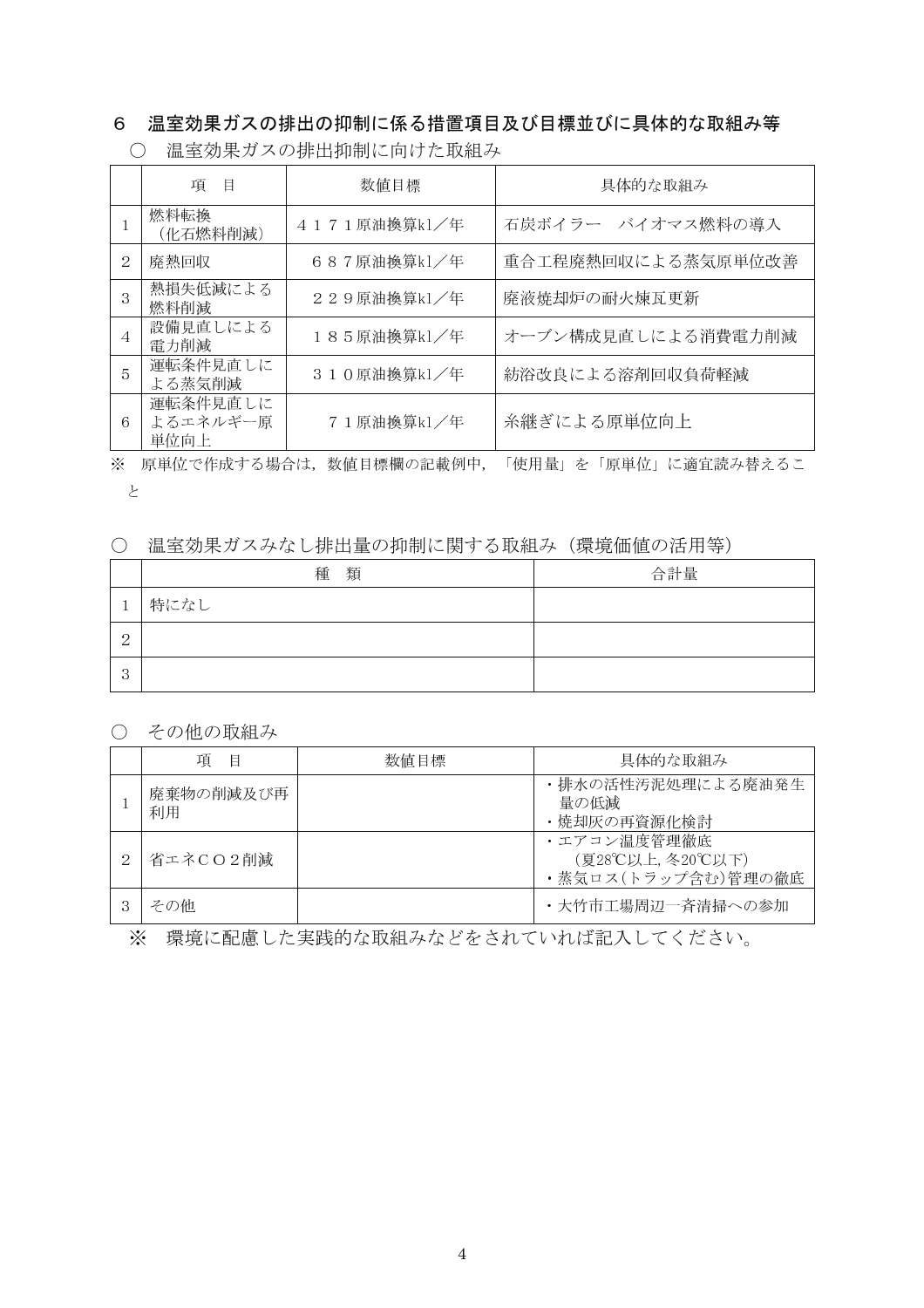## ６　温室効果ガスの排出の抑制に係る措置項目及び目標並びに具体的な取組み等

○　温室効果ガスの排出抑制に向けた取組み

| | 項　目 | 数値目標 | 具体的な取組み |
|---|---|---|---|
| 1 | 燃料転換（化石燃料削減） | ４１７１原油換算kl／年 | 石炭ボイラー　バイオマス燃料の導入 |
| 2 | 廃熱回収 | ６８７原油換算kl／年 | 重合工程廃熱回収による蒸気原単位改善 |
| 3 | 熱損失低減による燃料削減 | ２２９原油換算kl／年 | 廃液焼却炉の耐火煉瓦更新 |
| 4 | 設備見直しによる電力削減 | １８５原油換算kl／年 | オーブン構成見直しによる消費電力削減 |
| 5 | 運転条件見直しによる蒸気削減 | ３１０原油換算kl／年 | 紡浴改良による溶剤回収負荷軽減 |
| 6 | 運転条件見直しによるエネルギー原単位向上 | ７１原油換算kl／年 | 糸継ぎによる原単位向上 |

※　原単位で作成する場合は，数値目標欄の記載例中，「使用量」を「原単位」に適宜読み替えること

○　温室効果ガスみなし排出量の抑制に関する取組み（環境価値の活用等）

| | 種　類 | 合計量 |
|---|---|---|
| 1 | 特になし | |
| 2 | | |
| 3 | | |

○　その他の取組み

| | 項　目 | 数値目標 | 具体的な取組み |
|---|---|---|---|
| 1 | 廃棄物の削減及び再利用 | | ・排水の活性汚泥処理による廃油発生量の低減<br>・焼却灰の再資源化検討 |
| 2 | 省エネＣＯ２削減 | | ・エアコン温度管理徹底（夏28℃以上, 冬20℃以下）<br>・蒸気ロス(トラップ含む)管理の徹底 |
| 3 | その他 | | ・大竹市工場周辺一斉清掃への参加 |

※　環境に配慮した実践的な取組みなどをされていれば記入してください。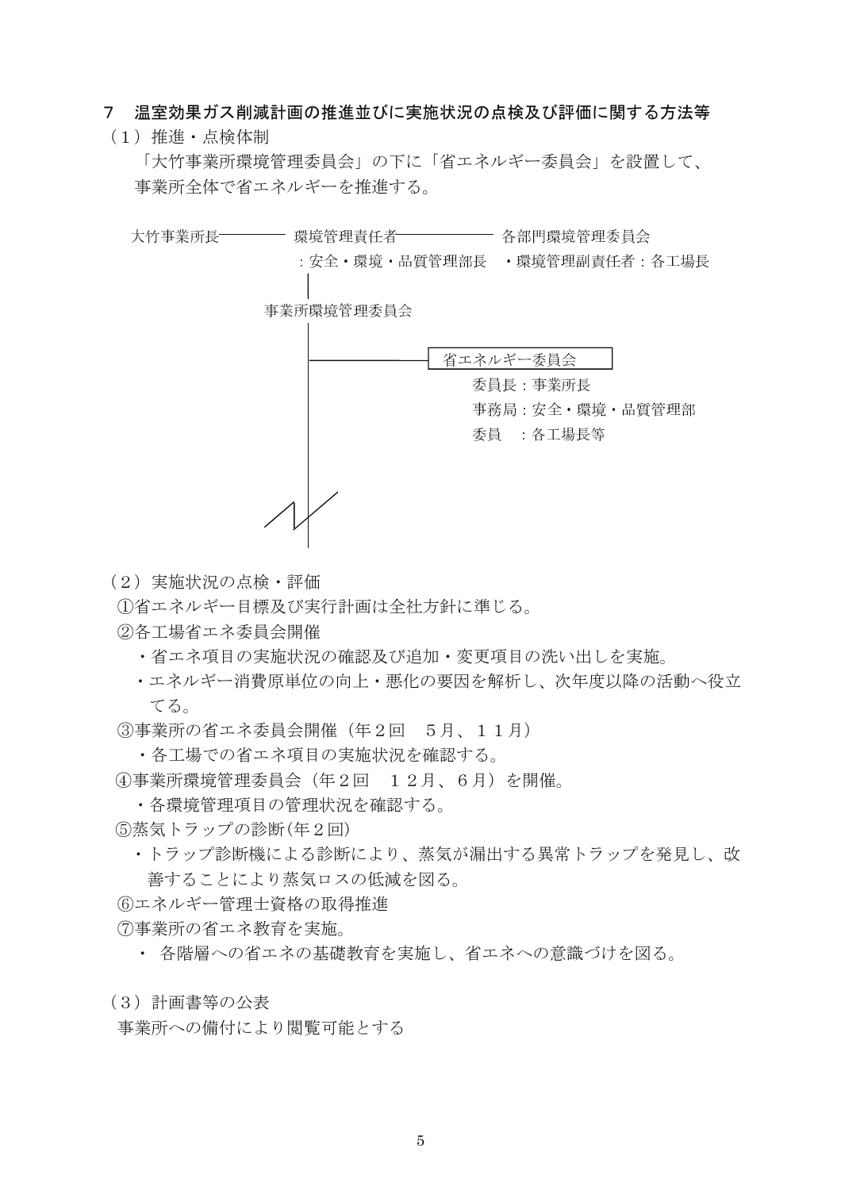## 7　温室効果ガス削減計画の推進並びに実施状況の点検及び評価に関する方法等

（1）推進・点検体制

「大竹事業所環境管理委員会」の下に「省エネルギー委員会」を設置して、事業所全体で省エネルギーを推進する。

大竹事業所長 ――― 環境管理責任者 ――― 各部門環境管理委員会

：安全・環境・品質管理部長　・環境管理副責任者：各工場長

事業所環境管理委員会

省エネルギー委員会

委員長：事業所長

事務局：安全・環境・品質管理部

委員　：各工場長等

（2）実施状況の点検・評価

①省エネルギー目標及び実行計画は全社方針に準じる。

②各工場省エネ委員会開催

- 省エネ項目の実施状況の確認及び追加・変更項目の洗い出しを実施。
- エネルギー消費原単位の向上・悪化の要因を解析し、次年度以降の活動へ役立てる。

③事業所の省エネ委員会開催（年２回　５月、１１月）

- 各工場での省エネ項目の実施状況を確認する。

④事業所環境管理委員会（年２回　１２月、６月）を開催。

- 各環境管理項目の管理状況を確認する。

⑤蒸気トラップの診断(年２回)

- トラップ診断機による診断により、蒸気が漏出する異常トラップを発見し、改善することにより蒸気ロスの低減を図る。

⑥エネルギー管理士資格の取得推進

⑦事業所の省エネ教育を実施。

- 各階層への省エネの基礎教育を実施し、省エネへの意識づけを図る。

（3）計画書等の公表

事業所への備付により閲覧可能とする